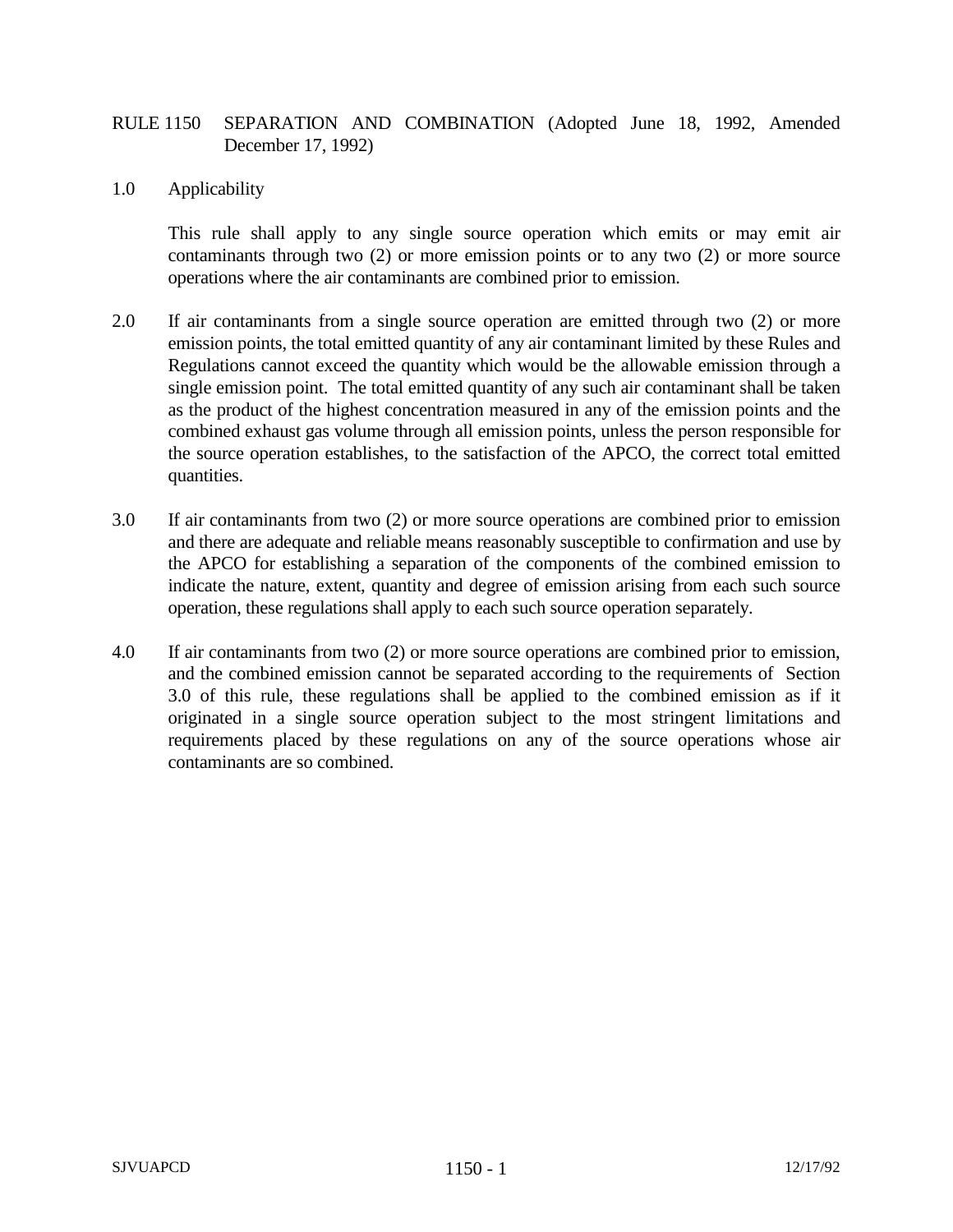# RULE 1150 SEPARATION AND COMBINATION (Adopted June 18, 1992, Amended December 17, 1992)

## 1.0 Applicability

This rule shall apply to any single source operation which emits or may emit air contaminants through two (2) or more emission points or to any two (2) or more source operations where the air contaminants are combined prior to emission.

2.0 If air contaminants from a single source operation are emitted through two (2) or more emission points, the total emitted quantity of any air contaminant limited by these Rules and Regulations cannot exceed the quantity which would be the allowable emission through a single emission point. The total emitted quantity of any such air contaminant shall be taken as the product of the highest concentration measured in any of the emission points and the combined exhaust gas volume through all emission points, unless the person responsible for the source operation establishes, to the satisfaction of the APCO, the correct total emitted quantities.

3.0 If air contaminants from two (2) or more source operations are combined prior to emission and there are adequate and reliable means reasonably susceptible to confirmation and use by the APCO for establishing a separation of the components of the combined emission to indicate the nature, extent, quantity and degree of emission arising from each such source operation, these regulations shall apply to each such source operation separately.

4.0 If air contaminants from two (2) or more source operations are combined prior to emission, and the combined emission cannot be separated according to the requirements of Section 3.0 of this rule, these regulations shall be applied to the combined emission as if it originated in a single source operation subject to the most stringent limitations and requirements placed by these regulations on any of the source operations whose air contaminants are so combined.